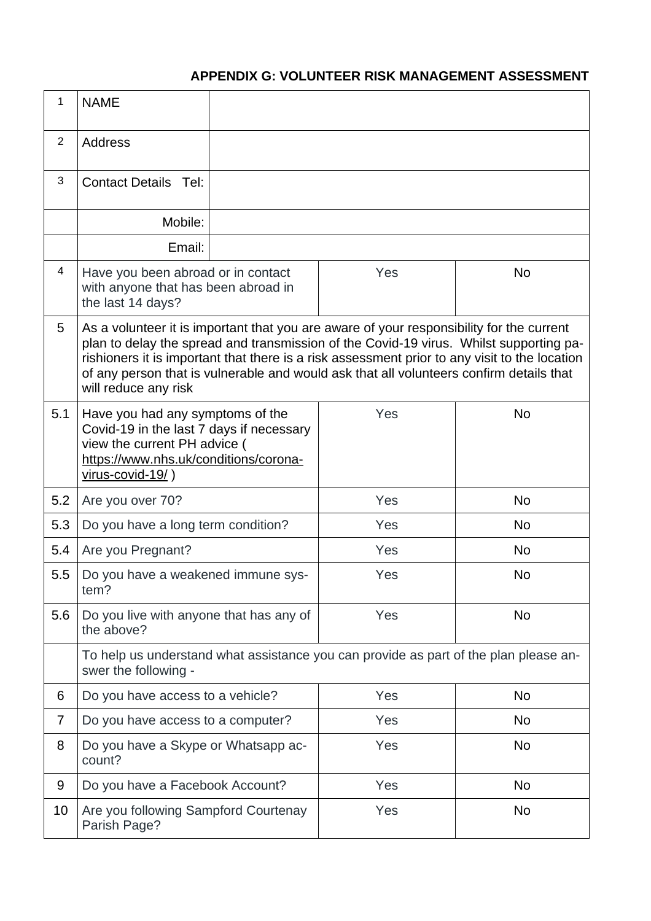**APPENDIX G: VOLUNTEER RISK MANAGEMENT ASSESSMENT**

| | | | |
|---|---|---|---|
| 1 | NAME | | |
| 2 | Address | | |
| 3 | Contact Details Tel: | | |
| | Mobile: | | |
| | Email: | | |
| 4 | Have you been abroad or in contact with anyone that has been abroad in the last 14 days? | Yes | No |
| 5 | As a volunteer it is important that you are aware of your responsibility for the current plan to delay the spread and transmission of the Covid-19 virus. Whilst supporting parishioners it is important that there is a risk assessment prior to any visit to the location of any person that is vulnerable and would ask that all volunteers confirm details that will reduce any risk | | |
| 5.1 | Have you had any symptoms of the Covid-19 in the last 7 days if necessary view the current PH advice ( https://www.nhs.uk/conditions/corona-virus-covid-19/ ) | Yes | No |
| 5.2 | Are you over 70? | Yes | No |
| 5.3 | Do you have a long term condition? | Yes | No |
| 5.4 | Are you Pregnant? | Yes | No |
| 5.5 | Do you have a weakened immune system? | Yes | No |
| 5.6 | Do you live with anyone that has any of the above? | Yes | No |
| | To help us understand what assistance you can provide as part of the plan please answer the following - | | |
| 6 | Do you have access to a vehicle? | Yes | No |
| 7 | Do you have access to a computer? | Yes | No |
| 8 | Do you have a Skype or Whatsapp account? | Yes | No |
| 9 | Do you have a Facebook Account? | Yes | No |
| 10 | Are you following Sampford Courtenay Parish Page? | Yes | No |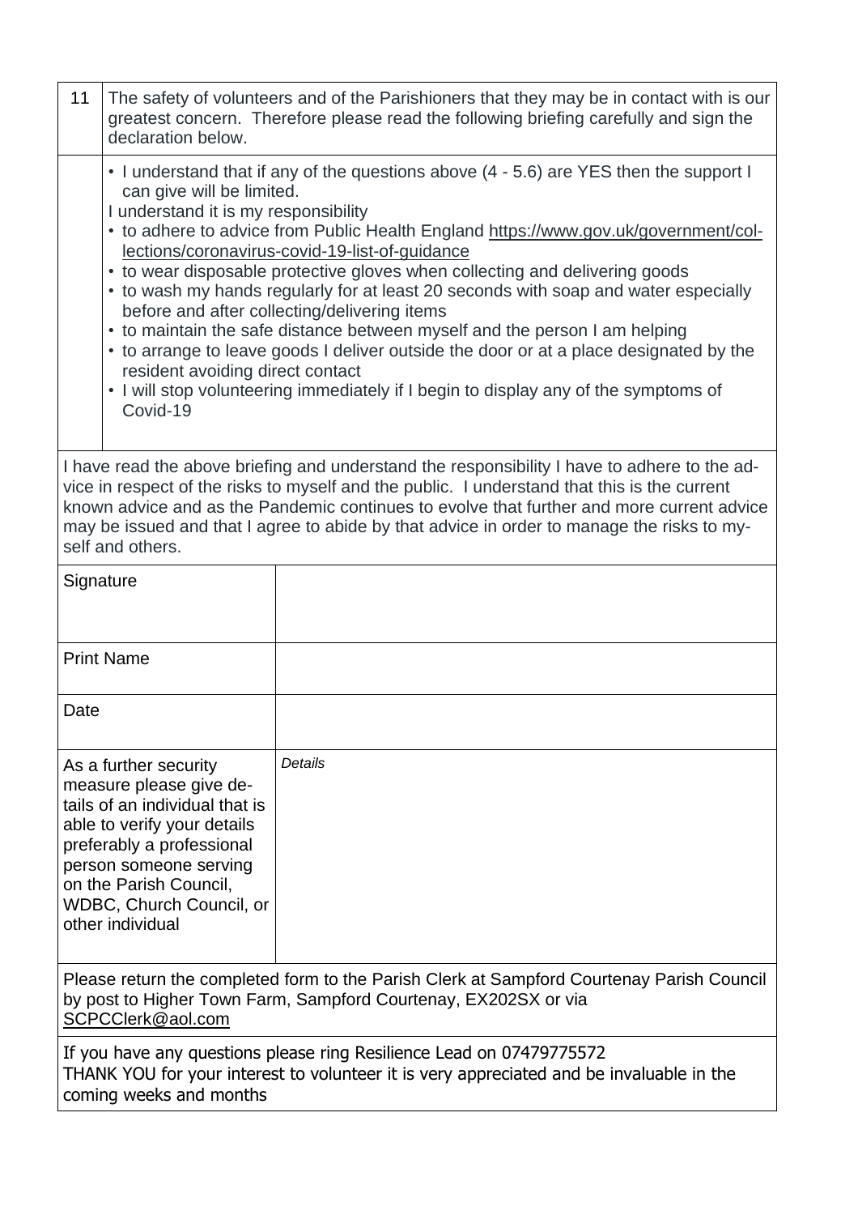| | |
|---|---|
| 11 | The safety of volunteers and of the Parishioners that they may be in contact with is our greatest concern. Therefore please read the following briefing carefully and sign the declaration below. |
| | • I understand that if any of the questions above (4 - 5.6) are YES then the support I can give will be limited.<br>I understand it is my responsibility<br>• to adhere to advice from Public Health England https://www.gov.uk/government/collections/coronavirus-covid-19-list-of-guidance<br>• to wear disposable protective gloves when collecting and delivering goods<br>• to wash my hands regularly for at least 20 seconds with soap and water especially before and after collecting/delivering items<br>• to maintain the safe distance between myself and the person I am helping<br>• to arrange to leave goods I deliver outside the door or at a place designated by the resident avoiding direct contact<br>• I will stop volunteering immediately if I begin to display any of the symptoms of Covid-19 |

I have read the above briefing and understand the responsibility I have to adhere to the advice in respect of the risks to myself and the public. I understand that this is the current known advice and as the Pandemic continues to evolve that further and more current advice may be issued and that I agree to abide by that advice in order to manage the risks to myself and others.

| | |
|---|---|
| Signature | |
| Print Name | |
| Date | |
| As a further security measure please give details of an individual that is able to verify your details preferably a professional person someone serving on the Parish Council, WDBC, Church Council, or other individual | *Details* |

Please return the completed form to the Parish Clerk at Sampford Courtenay Parish Council by post to Higher Town Farm, Sampford Courtenay, EX202SX or via SCPCClerk@aol.com

If you have any questions please ring Resilience Lead on 07479775572
THANK YOU for your interest to volunteer it is very appreciated and be invaluable in the coming weeks and months